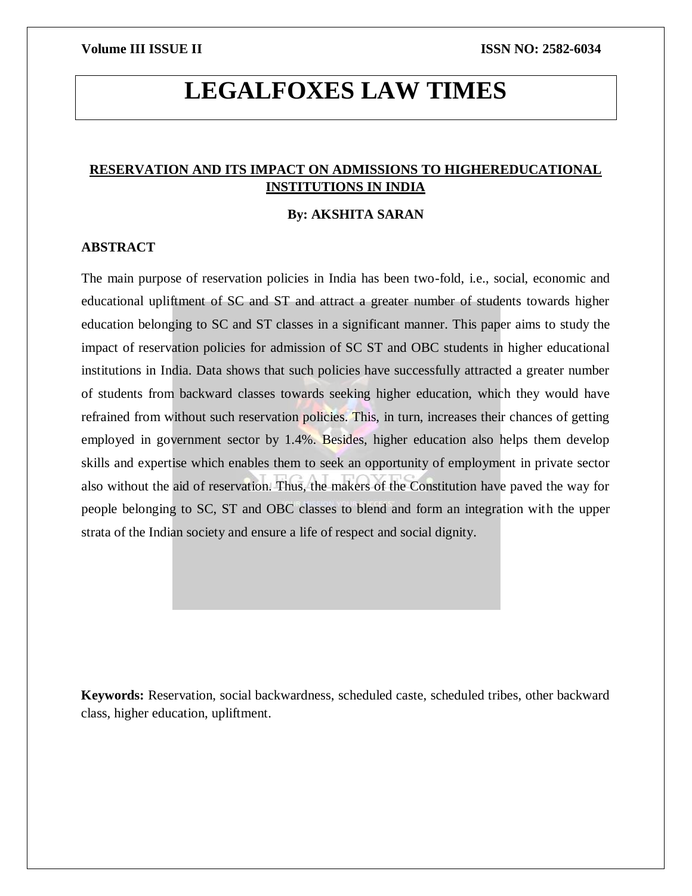# LEGALFOXES LAW TIMES

## RESERVATION AND ITS IMPACT ON ADMISSIONS TO HIGHEREDUCATIONAL INSTITUTIONS IN INDIA

**By: AKSHITA SARAN**

### ABSTRACT

The main purpose of reservation policies in India has been two-fold, i.e., social, economic and educational upliftment of SC and ST and attract a greater number of students towards higher education belonging to SC and ST classes in a significant manner. This paper aims to study the impact of reservation policies for admission of SC ST and OBC students in higher educational institutions in India. Data shows that such policies have successfully attracted a greater number of students from backward classes towards seeking higher education, which they would have refrained from without such reservation policies. This, in turn, increases their chances of getting employed in government sector by 1.4%. Besides, higher education also helps them develop skills and expertise which enables them to seek an opportunity of employment in private sector also without the aid of reservation. Thus, the makers of the Constitution have paved the way for people belonging to SC, ST and OBC classes to blend and form an integration with the upper strata of the Indian society and ensure a life of respect and social dignity.

**Keywords:** Reservation, social backwardness, scheduled caste, scheduled tribes, other backward class, higher education, upliftment.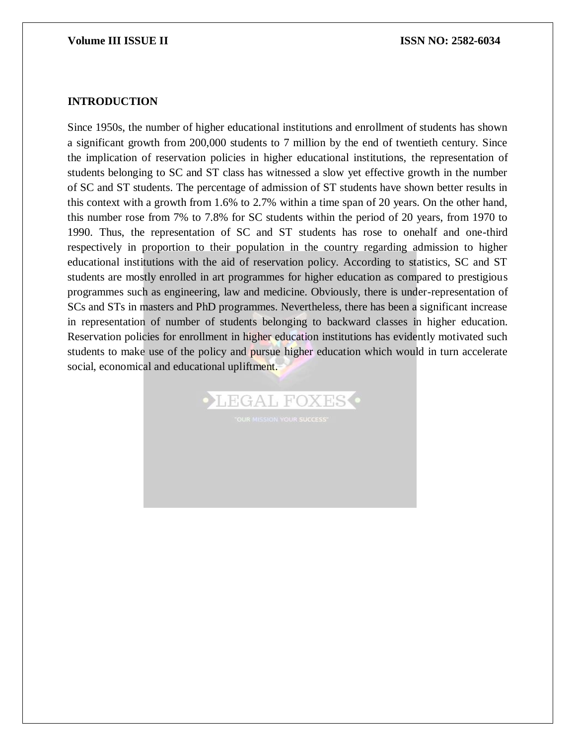## INTRODUCTION

Since 1950s, the number of higher educational institutions and enrollment of students has shown a significant growth from 200,000 students to 7 million by the end of twentieth century. Since the implication of reservation policies in higher educational institutions, the representation of students belonging to SC and ST class has witnessed a slow yet effective growth in the number of SC and ST students. The percentage of admission of ST students have shown better results in this context with a growth from 1.6% to 2.7% within a time span of 20 years. On the other hand, this number rose from 7% to 7.8% for SC students within the period of 20 years, from 1970 to 1990. Thus, the representation of SC and ST students has rose to onehalf and one-third respectively in proportion to their population in the country regarding admission to higher educational institutions with the aid of reservation policy. According to statistics, SC and ST students are mostly enrolled in art programmes for higher education as compared to prestigious programmes such as engineering, law and medicine. Obviously, there is under-representation of SCs and STs in masters and PhD programmes. Nevertheless, there has been a significant increase in representation of number of students belonging to backward classes in higher education. Reservation policies for enrollment in higher education institutions has evidently motivated such students to make use of the policy and pursue higher education which would in turn accelerate social, economical and educational upliftment.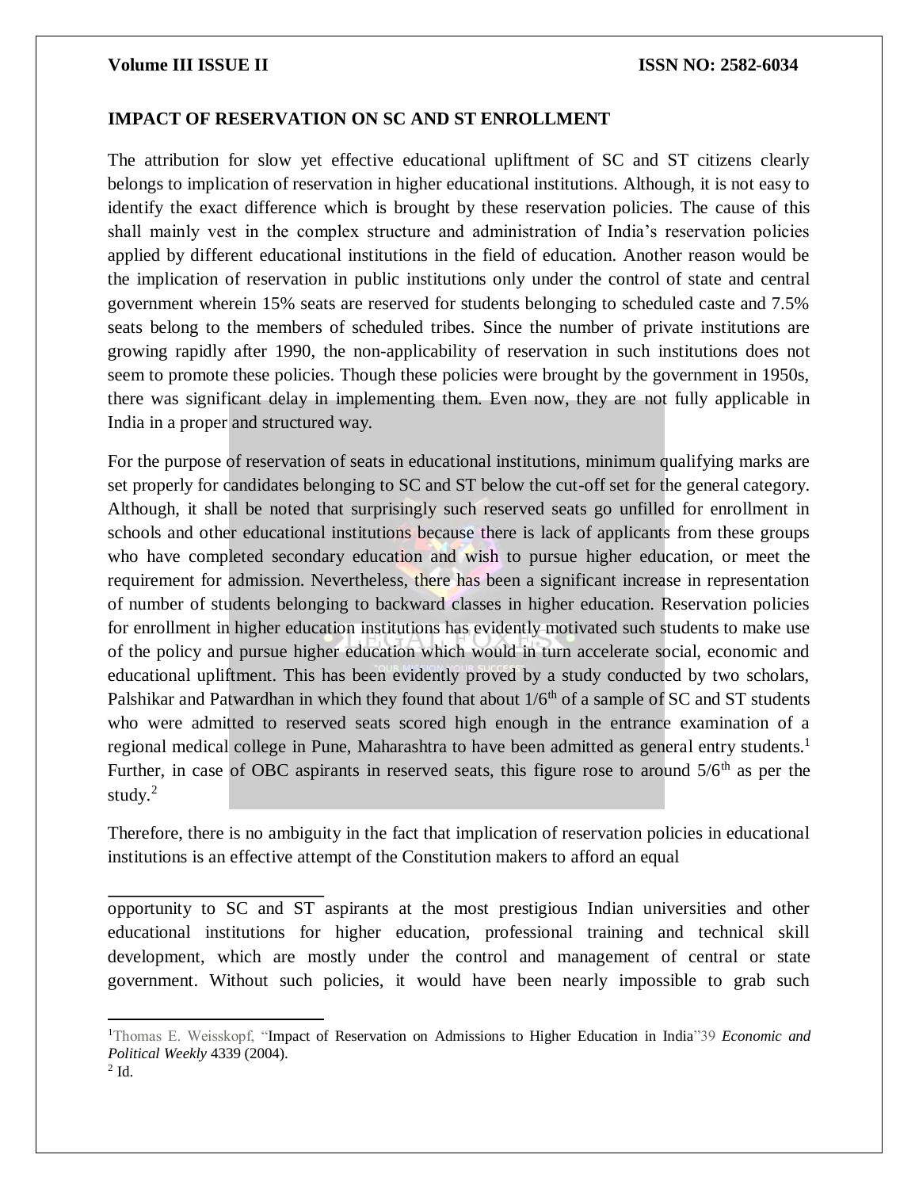## IMPACT OF RESERVATION ON SC AND ST ENROLLMENT

The attribution for slow yet effective educational upliftment of SC and ST citizens clearly belongs to implication of reservation in higher educational institutions. Although, it is not easy to identify the exact difference which is brought by these reservation policies. The cause of this shall mainly vest in the complex structure and administration of India's reservation policies applied by different educational institutions in the field of education. Another reason would be the implication of reservation in public institutions only under the control of state and central government wherein 15% seats are reserved for students belonging to scheduled caste and 7.5% seats belong to the members of scheduled tribes. Since the number of private institutions are growing rapidly after 1990, the non-applicability of reservation in such institutions does not seem to promote these policies. Though these policies were brought by the government in 1950s, there was significant delay in implementing them. Even now, they are not fully applicable in India in a proper and structured way.

For the purpose of reservation of seats in educational institutions, minimum qualifying marks are set properly for candidates belonging to SC and ST below the cut-off set for the general category. Although, it shall be noted that surprisingly such reserved seats go unfilled for enrollment in schools and other educational institutions because there is lack of applicants from these groups who have completed secondary education and wish to pursue higher education, or meet the requirement for admission. Nevertheless, there has been a significant increase in representation of number of students belonging to backward classes in higher education. Reservation policies for enrollment in higher education institutions has evidently motivated such students to make use of the policy and pursue higher education which would in turn accelerate social, economic and educational upliftment. This has been evidently proved by a study conducted by two scholars, Palshikar and Patwardhan in which they found that about 1/6th of a sample of SC and ST students who were admitted to reserved seats scored high enough in the entrance examination of a regional medical college in Pune, Maharashtra to have been admitted as general entry students.[1] Further, in case of OBC aspirants in reserved seats, this figure rose to around 5/6th as per the study.[2]

Therefore, there is no ambiguity in the fact that implication of reservation policies in educational institutions is an effective attempt of the Constitution makers to afford an equal opportunity to SC and ST aspirants at the most prestigious Indian universities and other educational institutions for higher education, professional training and technical skill development, which are mostly under the control and management of central or state government. Without such policies, it would have been nearly impossible to grab such

---

[1] Thomas E. Weisskopf, "Impact of Reservation on Admissions to Higher Education in India" 39 *Economic and Political Weekly* 4339 (2004).

[2] Id.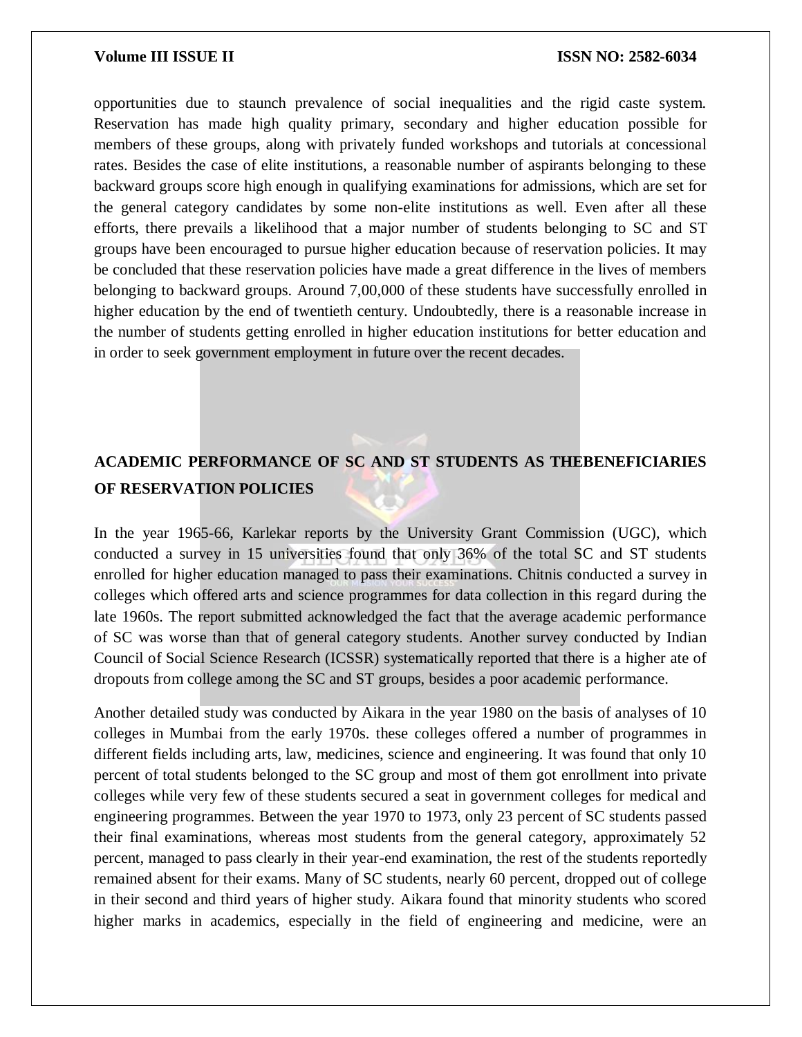opportunities due to staunch prevalence of social inequalities and the rigid caste system. Reservation has made high quality primary, secondary and higher education possible for members of these groups, along with privately funded workshops and tutorials at concessional rates. Besides the case of elite institutions, a reasonable number of aspirants belonging to these backward groups score high enough in qualifying examinations for admissions, which are set for the general category candidates by some non-elite institutions as well. Even after all these efforts, there prevails a likelihood that a major number of students belonging to SC and ST groups have been encouraged to pursue higher education because of reservation policies. It may be concluded that these reservation policies have made a great difference in the lives of members belonging to backward groups. Around 7,00,000 of these students have successfully enrolled in higher education by the end of twentieth century. Undoubtedly, there is a reasonable increase in the number of students getting enrolled in higher education institutions for better education and in order to seek government employment in future over the recent decades.

## ACADEMIC PERFORMANCE OF SC AND ST STUDENTS AS THEBENEFICIARIES OF RESERVATION POLICIES

In the year 1965-66, Karlekar reports by the University Grant Commission (UGC), which conducted a survey in 15 universities found that only 36% of the total SC and ST students enrolled for higher education managed to pass their examinations. Chitnis conducted a survey in colleges which offered arts and science programmes for data collection in this regard during the late 1960s. The report submitted acknowledged the fact that the average academic performance of SC was worse than that of general category students. Another survey conducted by Indian Council of Social Science Research (ICSSR) systematically reported that there is a higher ate of dropouts from college among the SC and ST groups, besides a poor academic performance.

Another detailed study was conducted by Aikara in the year 1980 on the basis of analyses of 10 colleges in Mumbai from the early 1970s. these colleges offered a number of programmes in different fields including arts, law, medicines, science and engineering. It was found that only 10 percent of total students belonged to the SC group and most of them got enrollment into private colleges while very few of these students secured a seat in government colleges for medical and engineering programmes. Between the year 1970 to 1973, only 23 percent of SC students passed their final examinations, whereas most students from the general category, approximately 52 percent, managed to pass clearly in their year-end examination, the rest of the students reportedly remained absent for their exams. Many of SC students, nearly 60 percent, dropped out of college in their second and third years of higher study. Aikara found that minority students who scored higher marks in academics, especially in the field of engineering and medicine, were an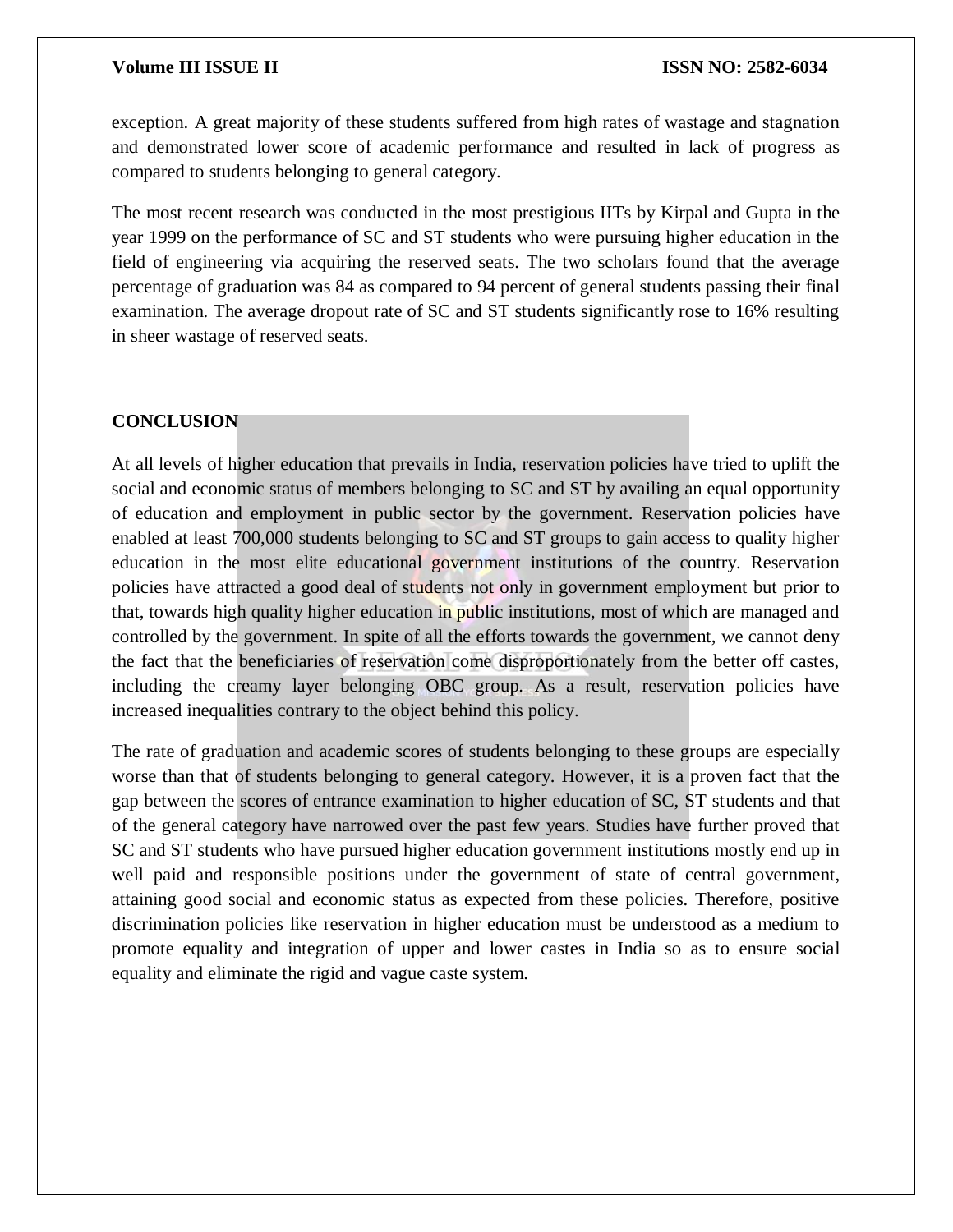exception. A great majority of these students suffered from high rates of wastage and stagnation and demonstrated lower score of academic performance and resulted in lack of progress as compared to students belonging to general category.

The most recent research was conducted in the most prestigious IITs by Kirpal and Gupta in the year 1999 on the performance of SC and ST students who were pursuing higher education in the field of engineering via acquiring the reserved seats. The two scholars found that the average percentage of graduation was 84 as compared to 94 percent of general students passing their final examination. The average dropout rate of SC and ST students significantly rose to 16% resulting in sheer wastage of reserved seats.

## CONCLUSION

At all levels of higher education that prevails in India, reservation policies have tried to uplift the social and economic status of members belonging to SC and ST by availing an equal opportunity of education and employment in public sector by the government. Reservation policies have enabled at least 700,000 students belonging to SC and ST groups to gain access to quality higher education in the most elite educational government institutions of the country. Reservation policies have attracted a good deal of students not only in government employment but prior to that, towards high quality higher education in public institutions, most of which are managed and controlled by the government. In spite of all the efforts towards the government, we cannot deny the fact that the beneficiaries of reservation come disproportionately from the better off castes, including the creamy layer belonging OBC group. As a result, reservation policies have increased inequalities contrary to the object behind this policy.

The rate of graduation and academic scores of students belonging to these groups are especially worse than that of students belonging to general category. However, it is a proven fact that the gap between the scores of entrance examination to higher education of SC, ST students and that of the general category have narrowed over the past few years. Studies have further proved that SC and ST students who have pursued higher education government institutions mostly end up in well paid and responsible positions under the government of state of central government, attaining good social and economic status as expected from these policies. Therefore, positive discrimination policies like reservation in higher education must be understood as a medium to promote equality and integration of upper and lower castes in India so as to ensure social equality and eliminate the rigid and vague caste system.